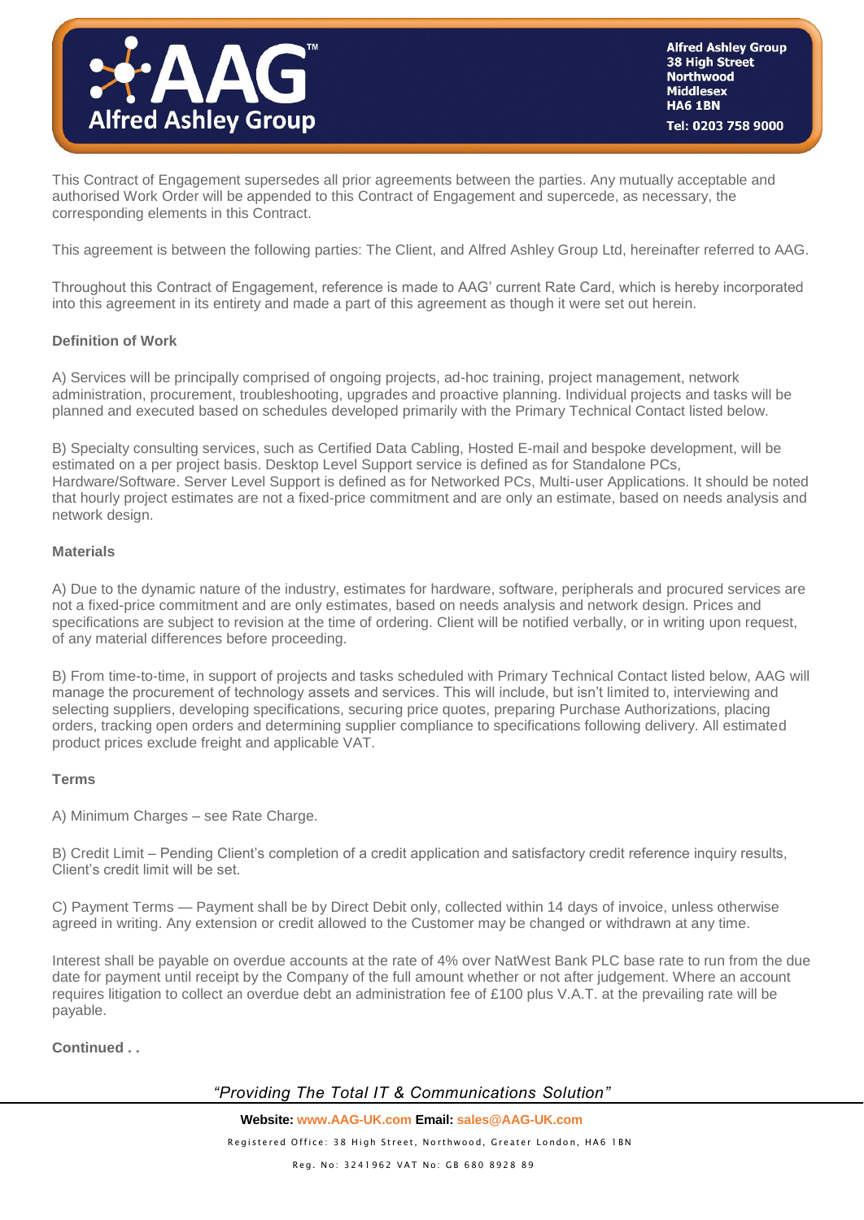This Contract of Engagement supersedes all prior agreements between the parties. Any mutually acceptable and authorised Work Order will be appended to this Contract of Engagement and supercede, as necessary, the corresponding elements in this Contract.

This agreement is between the following parties: The Client, and Alfred Ashley Group Ltd, hereinafter referred to AAG.

Throughout this Contract of Engagement, reference is made to AAG' current Rate Card, which is hereby incorporated into this agreement in its entirety and made a part of this agreement as though it were set out herein.

**Definition of Work**

A) Services will be principally comprised of ongoing projects, ad-hoc training, project management, network administration, procurement, troubleshooting, upgrades and proactive planning. Individual projects and tasks will be planned and executed based on schedules developed primarily with the Primary Technical Contact listed below.

B) Specialty consulting services, such as Certified Data Cabling, Hosted E-mail and bespoke development, will be estimated on a per project basis. Desktop Level Support service is defined as for Standalone PCs, Hardware/Software. Server Level Support is defined as for Networked PCs, Multi-user Applications. It should be noted that hourly project estimates are not a fixed-price commitment and are only an estimate, based on needs analysis and network design.

**Materials**

A) Due to the dynamic nature of the industry, estimates for hardware, software, peripherals and procured services are not a fixed-price commitment and are only estimates, based on needs analysis and network design. Prices and specifications are subject to revision at the time of ordering. Client will be notified verbally, or in writing upon request, of any material differences before proceeding.

B) From time-to-time, in support of projects and tasks scheduled with Primary Technical Contact listed below, AAG will manage the procurement of technology assets and services. This will include, but isn't limited to, interviewing and selecting suppliers, developing specifications, securing price quotes, preparing Purchase Authorizations, placing orders, tracking open orders and determining supplier compliance to specifications following delivery. All estimated product prices exclude freight and applicable VAT.

**Terms**

A) Minimum Charges – see Rate Charge.

B) Credit Limit – Pending Client's completion of a credit application and satisfactory credit reference inquiry results, Client's credit limit will be set.

C) Payment Terms — Payment shall be by Direct Debit only, collected within 14 days of invoice, unless otherwise agreed in writing. Any extension or credit allowed to the Customer may be changed or withdrawn at any time.

Interest shall be payable on overdue accounts at the rate of 4% over NatWest Bank PLC base rate to run from the due date for payment until receipt by the Company of the full amount whether or not after judgement. Where an account requires litigation to collect an overdue debt an administration fee of £100 plus V.A.T. at the prevailing rate will be payable.

**Continued . .**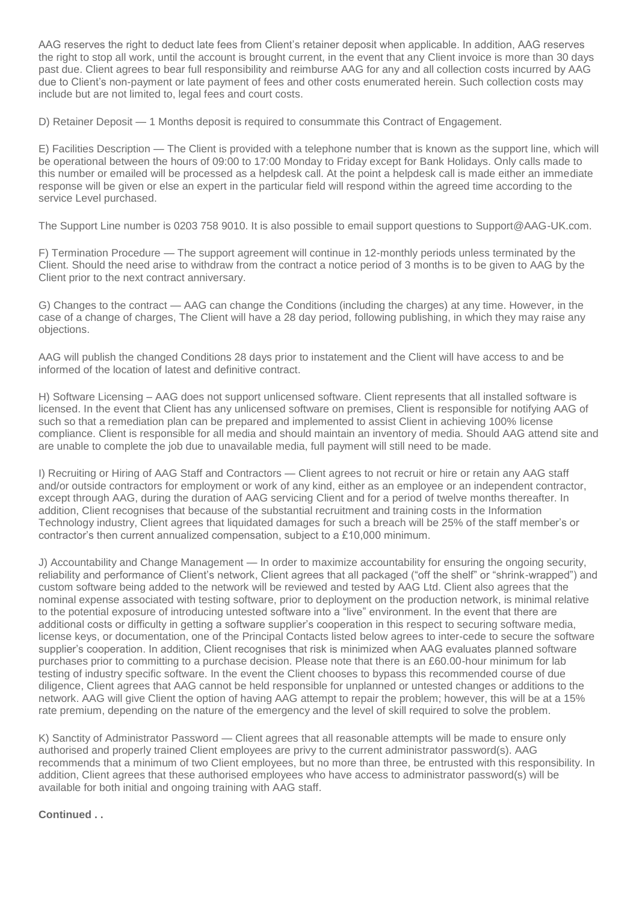AAG reserves the right to deduct late fees from Client's retainer deposit when applicable. In addition, AAG reserves the right to stop all work, until the account is brought current, in the event that any Client invoice is more than 30 days past due. Client agrees to bear full responsibility and reimburse AAG for any and all collection costs incurred by AAG due to Client's non-payment or late payment of fees and other costs enumerated herein. Such collection costs may include but are not limited to, legal fees and court costs.

D) Retainer Deposit — 1 Months deposit is required to consummate this Contract of Engagement.

E) Facilities Description — The Client is provided with a telephone number that is known as the support line, which will be operational between the hours of 09:00 to 17:00 Monday to Friday except for Bank Holidays. Only calls made to this number or emailed will be processed as a helpdesk call. At the point a helpdesk call is made either an immediate response will be given or else an expert in the particular field will respond within the agreed time according to the service Level purchased.

The Support Line number is 0203 758 9010. It is also possible to email support questions to Support@AAG-UK.com.

F) Termination Procedure — The support agreement will continue in 12-monthly periods unless terminated by the Client. Should the need arise to withdraw from the contract a notice period of 3 months is to be given to AAG by the Client prior to the next contract anniversary.

G) Changes to the contract — AAG can change the Conditions (including the charges) at any time. However, in the case of a change of charges, The Client will have a 28 day period, following publishing, in which they may raise any objections.

AAG will publish the changed Conditions 28 days prior to instatement and the Client will have access to and be informed of the location of latest and definitive contract.

H) Software Licensing – AAG does not support unlicensed software. Client represents that all installed software is licensed. In the event that Client has any unlicensed software on premises, Client is responsible for notifying AAG of such so that a remediation plan can be prepared and implemented to assist Client in achieving 100% license compliance. Client is responsible for all media and should maintain an inventory of media. Should AAG attend site and are unable to complete the job due to unavailable media, full payment will still need to be made.

I) Recruiting or Hiring of AAG Staff and Contractors — Client agrees to not recruit or hire or retain any AAG staff and/or outside contractors for employment or work of any kind, either as an employee or an independent contractor, except through AAG, during the duration of AAG servicing Client and for a period of twelve months thereafter. In addition, Client recognises that because of the substantial recruitment and training costs in the Information Technology industry, Client agrees that liquidated damages for such a breach will be 25% of the staff member's or contractor's then current annualized compensation, subject to a £10,000 minimum.

J) Accountability and Change Management — In order to maximize accountability for ensuring the ongoing security, reliability and performance of Client's network, Client agrees that all packaged ("off the shelf" or "shrink-wrapped") and custom software being added to the network will be reviewed and tested by AAG Ltd. Client also agrees that the nominal expense associated with testing software, prior to deployment on the production network, is minimal relative to the potential exposure of introducing untested software into a "live" environment. In the event that there are additional costs or difficulty in getting a software supplier's cooperation in this respect to securing software media, license keys, or documentation, one of the Principal Contacts listed below agrees to inter-cede to secure the software supplier's cooperation. In addition, Client recognises that risk is minimized when AAG evaluates planned software purchases prior to committing to a purchase decision. Please note that there is an £60.00-hour minimum for lab testing of industry specific software. In the event the Client chooses to bypass this recommended course of due diligence, Client agrees that AAG cannot be held responsible for unplanned or untested changes or additions to the network. AAG will give Client the option of having AAG attempt to repair the problem; however, this will be at a 15% rate premium, depending on the nature of the emergency and the level of skill required to solve the problem.

K) Sanctity of Administrator Password — Client agrees that all reasonable attempts will be made to ensure only authorised and properly trained Client employees are privy to the current administrator password(s). AAG recommends that a minimum of two Client employees, but no more than three, be entrusted with this responsibility. In addition, Client agrees that these authorised employees who have access to administrator password(s) will be available for both initial and ongoing training with AAG staff.

**Continued . .**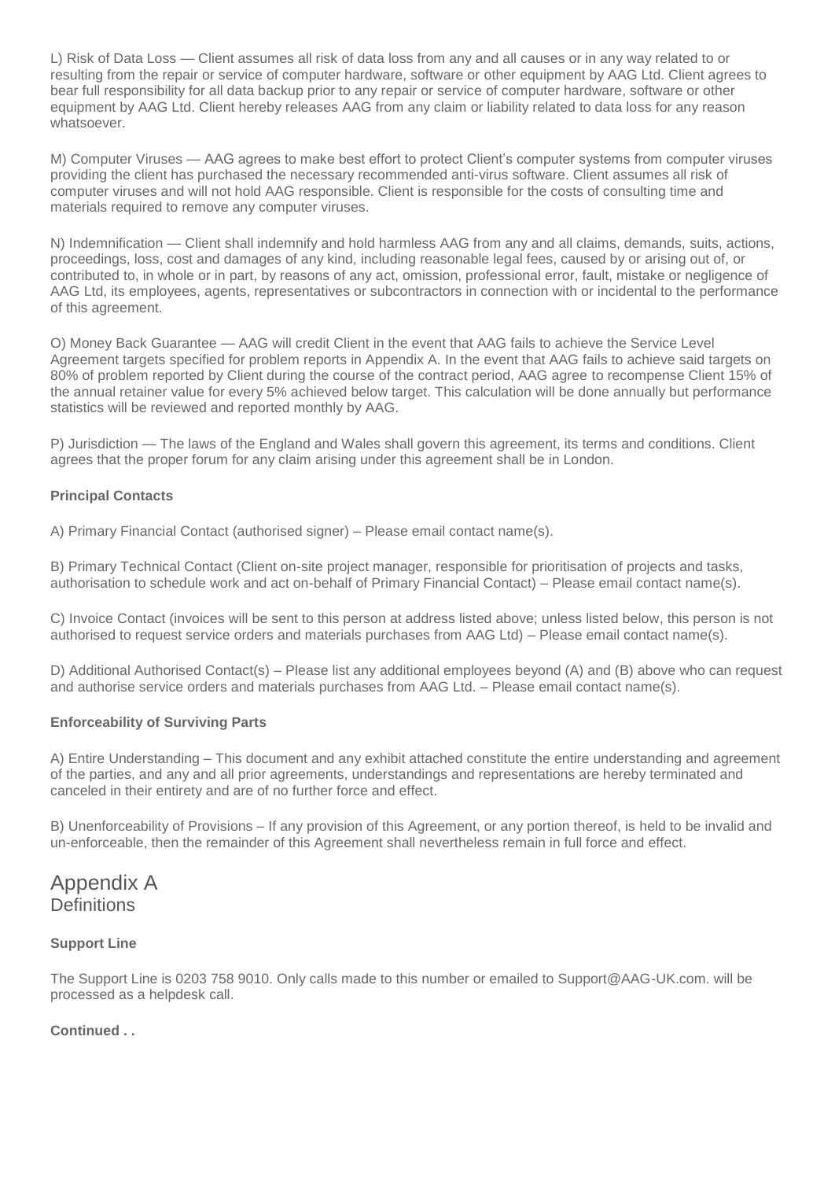L) Risk of Data Loss — Client assumes all risk of data loss from any and all causes or in any way related to or resulting from the repair or service of computer hardware, software or other equipment by AAG Ltd. Client agrees to bear full responsibility for all data backup prior to any repair or service of computer hardware, software or other equipment by AAG Ltd. Client hereby releases AAG from any claim or liability related to data loss for any reason whatsoever.

M) Computer Viruses — AAG agrees to make best effort to protect Client's computer systems from computer viruses providing the client has purchased the necessary recommended anti-virus software. Client assumes all risk of computer viruses and will not hold AAG responsible. Client is responsible for the costs of consulting time and materials required to remove any computer viruses.

N) Indemnification — Client shall indemnify and hold harmless AAG from any and all claims, demands, suits, actions, proceedings, loss, cost and damages of any kind, including reasonable legal fees, caused by or arising out of, or contributed to, in whole or in part, by reasons of any act, omission, professional error, fault, mistake or negligence of AAG Ltd, its employees, agents, representatives or subcontractors in connection with or incidental to the performance of this agreement.

O) Money Back Guarantee — AAG will credit Client in the event that AAG fails to achieve the Service Level Agreement targets specified for problem reports in Appendix A. In the event that AAG fails to achieve said targets on 80% of problem reported by Client during the course of the contract period, AAG agree to recompense Client 15% of the annual retainer value for every 5% achieved below target. This calculation will be done annually but performance statistics will be reviewed and reported monthly by AAG.

P) Jurisdiction — The laws of the England and Wales shall govern this agreement, its terms and conditions. Client agrees that the proper forum for any claim arising under this agreement shall be in London.

**Principal Contacts**

A) Primary Financial Contact (authorised signer) – Please email contact name(s).

B) Primary Technical Contact (Client on-site project manager, responsible for prioritisation of projects and tasks, authorisation to schedule work and act on-behalf of Primary Financial Contact) – Please email contact name(s).

C) Invoice Contact (invoices will be sent to this person at address listed above; unless listed below, this person is not authorised to request service orders and materials purchases from AAG Ltd) – Please email contact name(s).

D) Additional Authorised Contact(s) – Please list any additional employees beyond (A) and (B) above who can request and authorise service orders and materials purchases from AAG Ltd. – Please email contact name(s).

**Enforceability of Surviving Parts**

A) Entire Understanding – This document and any exhibit attached constitute the entire understanding and agreement of the parties, and any and all prior agreements, understandings and representations are hereby terminated and canceled in their entirety and are of no further force and effect.

B) Unenforceability of Provisions – If any provision of this Agreement, or any portion thereof, is held to be invalid and un-enforceable, then the remainder of this Agreement shall nevertheless remain in full force and effect.

# Appendix A

## Definitions

**Support Line**

The Support Line is 0203 758 9010. Only calls made to this number or emailed to Support@AAG-UK.com. will be processed as a helpdesk call.

**Continued . .**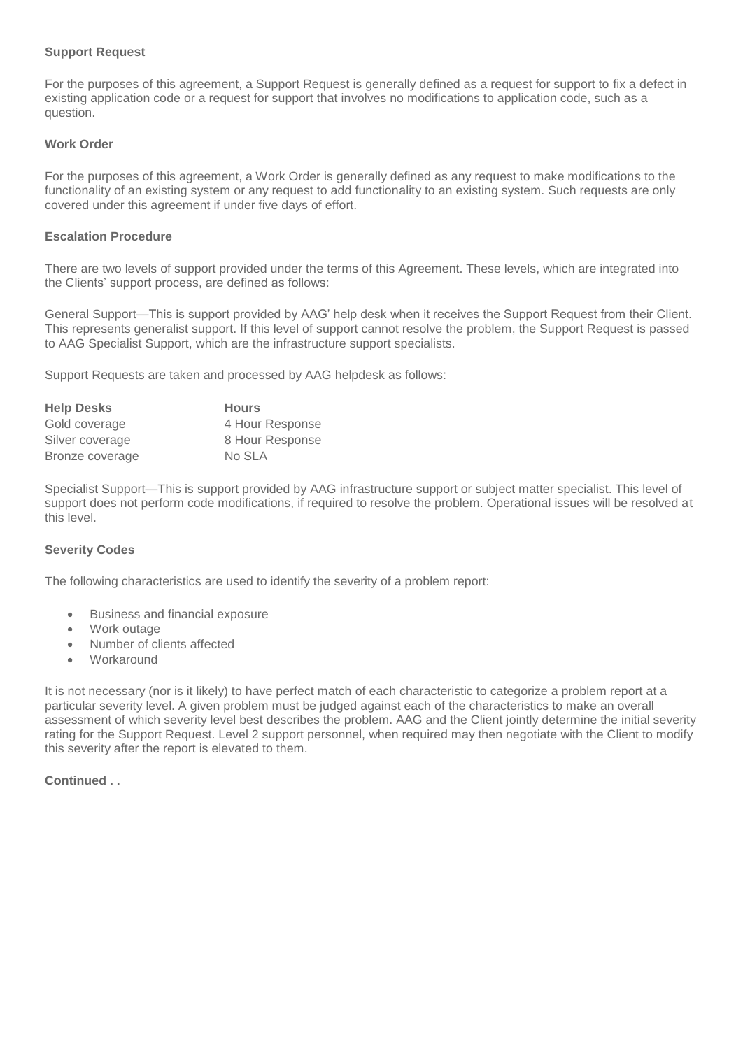**Support Request**

For the purposes of this agreement, a Support Request is generally defined as a request for support to fix a defect in existing application code or a request for support that involves no modifications to application code, such as a question.

**Work Order**

For the purposes of this agreement, a Work Order is generally defined as any request to make modifications to the functionality of an existing system or any request to add functionality to an existing system. Such requests are only covered under this agreement if under five days of effort.

**Escalation Procedure**

There are two levels of support provided under the terms of this Agreement. These levels, which are integrated into the Clients' support process, are defined as follows:

General Support—This is support provided by AAG' help desk when it receives the Support Request from their Client. This represents generalist support. If this level of support cannot resolve the problem, the Support Request is passed to AAG Specialist Support, which are the infrastructure support specialists.

Support Requests are taken and processed by AAG helpdesk as follows:

| **Help Desks** | **Hours** |
|---|---|
| Gold coverage | 4 Hour Response |
| Silver coverage | 8 Hour Response |
| Bronze coverage | No SLA |

Specialist Support—This is support provided by AAG infrastructure support or subject matter specialist. This level of support does not perform code modifications, if required to resolve the problem. Operational issues will be resolved at this level.

**Severity Codes**

The following characteristics are used to identify the severity of a problem report:

- Business and financial exposure
- Work outage
- Number of clients affected
- Workaround

It is not necessary (nor is it likely) to have perfect match of each characteristic to categorize a problem report at a particular severity level. A given problem must be judged against each of the characteristics to make an overall assessment of which severity level best describes the problem. AAG and the Client jointly determine the initial severity rating for the Support Request. Level 2 support personnel, when required may then negotiate with the Client to modify this severity after the report is elevated to them.

**Continued . .**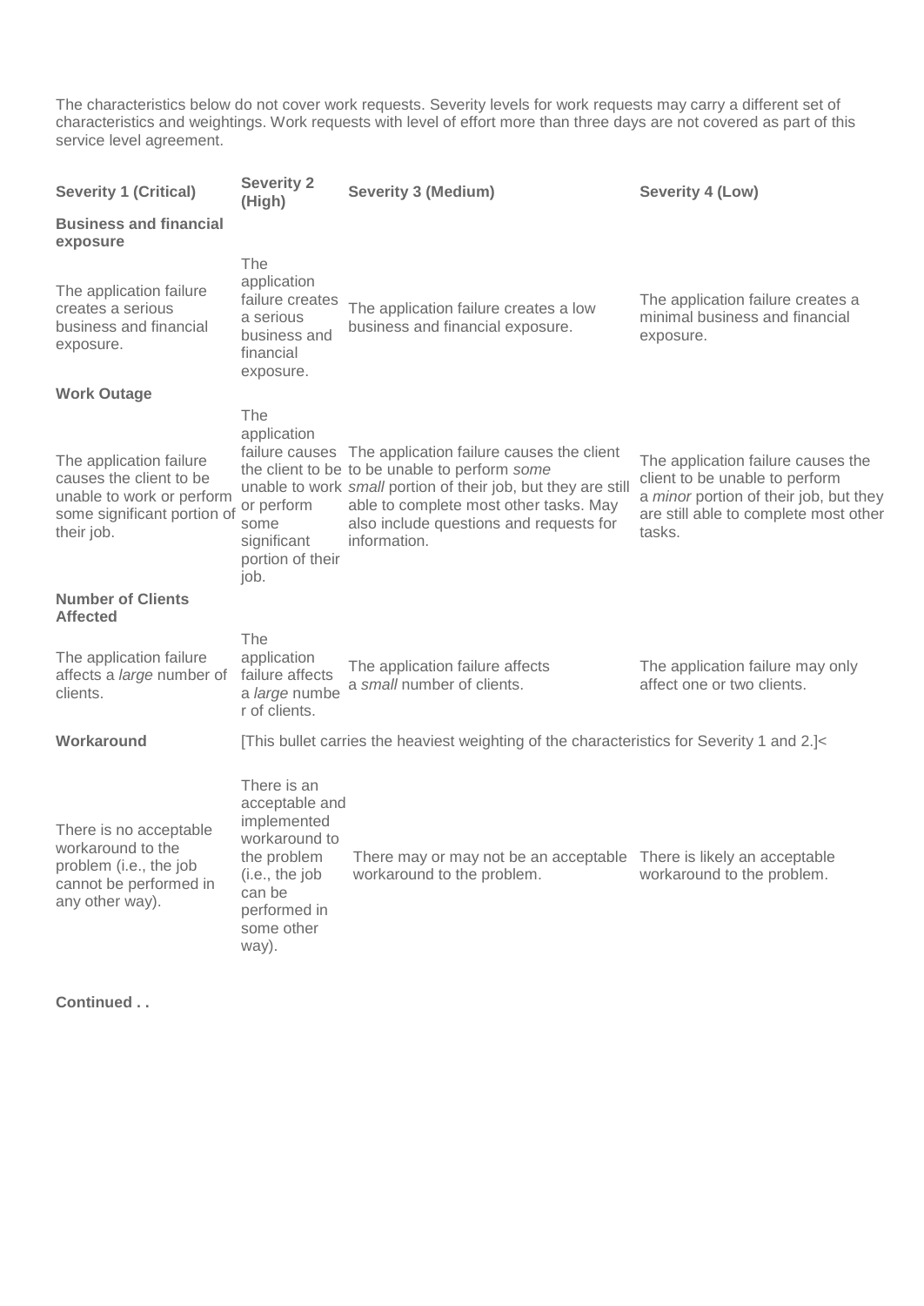The characteristics below do not cover work requests. Severity levels for work requests may carry a different set of characteristics and weightings. Work requests with level of effort more than three days are not covered as part of this service level agreement.

| Severity 1 (Critical) | Severity 2 (High) | Severity 3 (Medium) | Severity 4 (Low) |
|---|---|---|---|
| **Business and financial exposure** | | | |
| The application failure creates a serious business and financial exposure. | The application failure creates a serious business and financial exposure. | The application failure creates a low business and financial exposure. | The application failure creates a minimal business and financial exposure. |
| **Work Outage** | | | |
| The application failure causes the client to be unable to work or perform some significant portion of their job. | The application failure causes the client to be unable to work or perform some significant portion of their job. | The application failure causes the client to be unable to perform *some small* portion of their job, but they are still able to complete most other tasks. May also include questions and requests for information. | The application failure causes the client to be unable to perform a *minor* portion of their job, but they are still able to complete most other tasks. |
| **Number of Clients Affected** | | | |
| The application failure affects a *large* number of clients. | The application failure affects a *large* number of clients. | The application failure affects a *small* number of clients. | The application failure may only affect one or two clients. |
| **Workaround** | [This bullet carries the heaviest weighting of the characteristics for Severity 1 and 2.]< | | |
| There is no acceptable workaround to the problem (i.e., the job cannot be performed in any other way). | There is an acceptable and implemented workaround to the problem (i.e., the job can be performed in some other way). | There may or may not be an acceptable workaround to the problem. | There is likely an acceptable workaround to the problem. |

**Continued . .**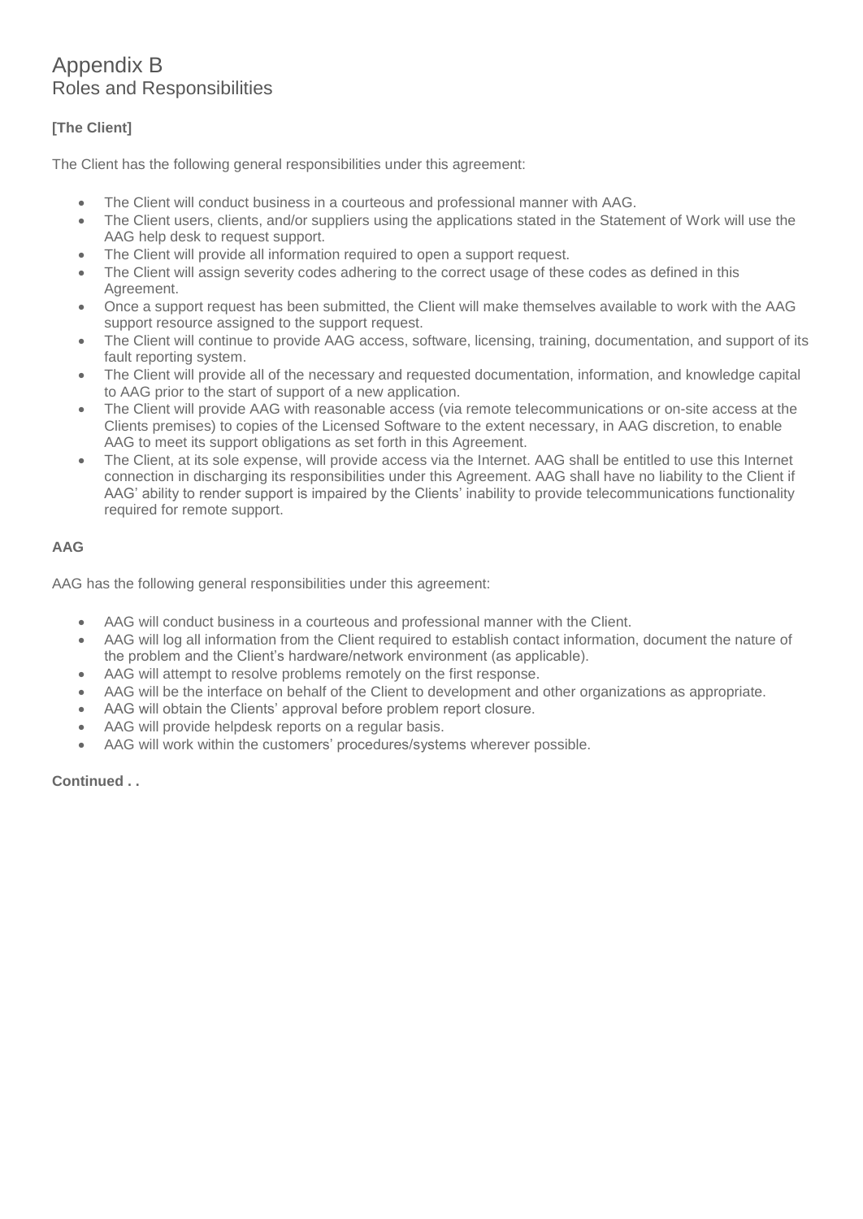# Appendix B
## Roles and Responsibilities

**[The Client]**

The Client has the following general responsibilities under this agreement:

- The Client will conduct business in a courteous and professional manner with AAG.
- The Client users, clients, and/or suppliers using the applications stated in the Statement of Work will use the AAG help desk to request support.
- The Client will provide all information required to open a support request.
- The Client will assign severity codes adhering to the correct usage of these codes as defined in this Agreement.
- Once a support request has been submitted, the Client will make themselves available to work with the AAG support resource assigned to the support request.
- The Client will continue to provide AAG access, software, licensing, training, documentation, and support of its fault reporting system.
- The Client will provide all of the necessary and requested documentation, information, and knowledge capital to AAG prior to the start of support of a new application.
- The Client will provide AAG with reasonable access (via remote telecommunications or on-site access at the Clients premises) to copies of the Licensed Software to the extent necessary, in AAG discretion, to enable AAG to meet its support obligations as set forth in this Agreement.
- The Client, at its sole expense, will provide access via the Internet. AAG shall be entitled to use this Internet connection in discharging its responsibilities under this Agreement. AAG shall have no liability to the Client if AAG' ability to render support is impaired by the Clients' inability to provide telecommunications functionality required for remote support.

**AAG**

AAG has the following general responsibilities under this agreement:

- AAG will conduct business in a courteous and professional manner with the Client.
- AAG will log all information from the Client required to establish contact information, document the nature of the problem and the Client's hardware/network environment (as applicable).
- AAG will attempt to resolve problems remotely on the first response.
- AAG will be the interface on behalf of the Client to development and other organizations as appropriate.
- AAG will obtain the Clients' approval before problem report closure.
- AAG will provide helpdesk reports on a regular basis.
- AAG will work within the customers' procedures/systems wherever possible.

**Continued . .**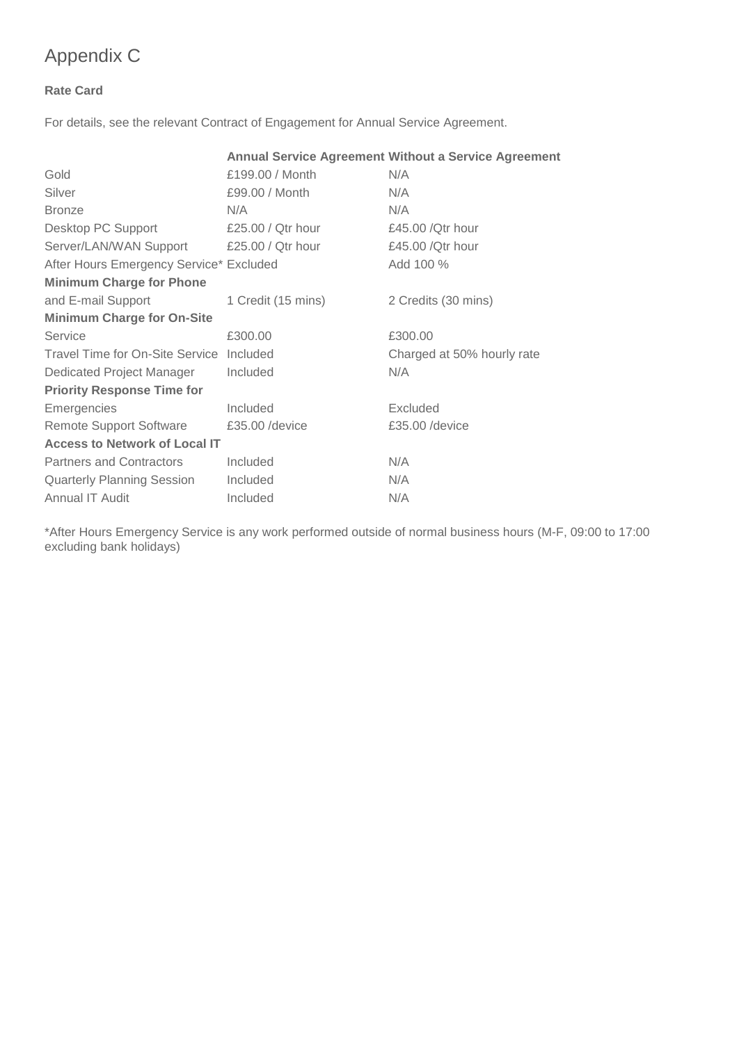# Appendix C

**Rate Card**

For details, see the relevant Contract of Engagement for Annual Service Agreement.

| | **Annual Service Agreement** | **Without a Service Agreement** |
|---|---|---|
| Gold | £199.00 / Month | N/A |
| Silver | £99.00 / Month | N/A |
| Bronze | N/A | N/A |
| Desktop PC Support | £25.00 / Qtr hour | £45.00 /Qtr hour |
| Server/LAN/WAN Support | £25.00 / Qtr hour | £45.00 /Qtr hour |
| After Hours Emergency Service* | Excluded | Add 100 % |
| **Minimum Charge for Phone** and E-mail Support | 1 Credit (15 mins) | 2 Credits (30 mins) |
| **Minimum Charge for On-Site** Service | £300.00 | £300.00 |
| Travel Time for On-Site Service | Included | Charged at 50% hourly rate |
| Dedicated Project Manager | Included | N/A |
| **Priority Response Time for** Emergencies | Included | Excluded |
| Remote Support Software | £35.00 /device | £35.00 /device |
| **Access to Network of Local IT** Partners and Contractors | Included | N/A |
| Quarterly Planning Session | Included | N/A |
| Annual IT Audit | Included | N/A |

*After Hours Emergency Service is any work performed outside of normal business hours (M-F, 09:00 to 17:00 excluding bank holidays)